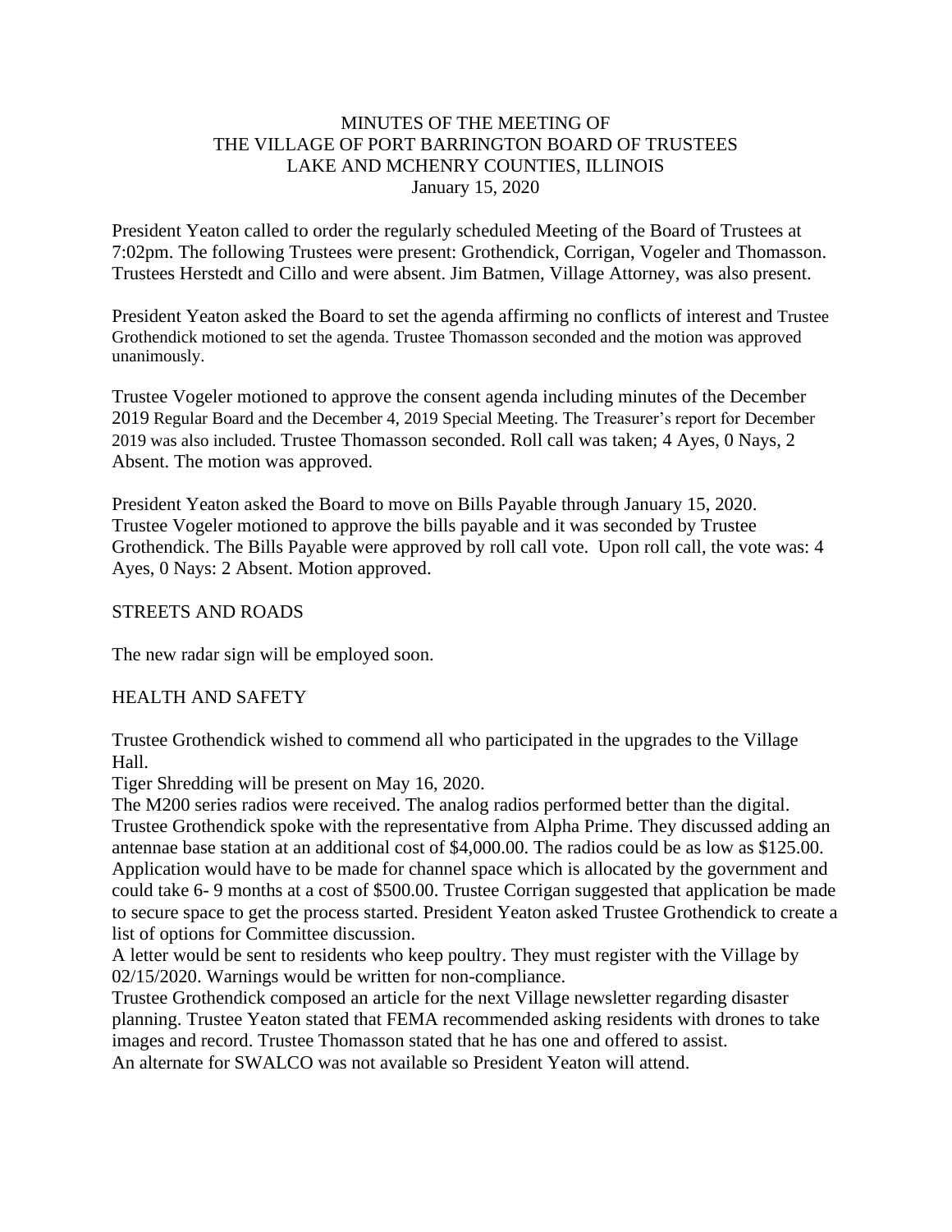MINUTES OF THE MEETING OF
THE VILLAGE OF PORT BARRINGTON BOARD OF TRUSTEES
LAKE AND MCHENRY COUNTIES, ILLINOIS
January 15, 2020

President Yeaton called to order the regularly scheduled Meeting of the Board of Trustees at 7:02pm. The following Trustees were present: Grothendick, Corrigan, Vogeler and Thomasson. Trustees Herstedt and Cillo and were absent. Jim Batmen, Village Attorney, was also present.

President Yeaton asked the Board to set the agenda affirming no conflicts of interest and Trustee Grothendick motioned to set the agenda. Trustee Thomasson seconded and the motion was approved unanimously.

Trustee Vogeler motioned to approve the consent agenda including minutes of the December 2019 Regular Board and the December 4, 2019 Special Meeting. The Treasurer's report for December 2019 was also included. Trustee Thomasson seconded. Roll call was taken; 4 Ayes, 0 Nays, 2 Absent. The motion was approved.

President Yeaton asked the Board to move on Bills Payable through January 15, 2020. Trustee Vogeler motioned to approve the bills payable and it was seconded by Trustee Grothendick. The Bills Payable were approved by roll call vote. Upon roll call, the vote was: 4 Ayes, 0 Nays: 2 Absent. Motion approved.

STREETS AND ROADS

The new radar sign will be employed soon.

HEALTH AND SAFETY

Trustee Grothendick wished to commend all who participated in the upgrades to the Village Hall.
Tiger Shredding will be present on May 16, 2020.
The M200 series radios were received. The analog radios performed better than the digital. Trustee Grothendick spoke with the representative from Alpha Prime. They discussed adding an antennae base station at an additional cost of $4,000.00. The radios could be as low as $125.00. Application would have to be made for channel space which is allocated by the government and could take 6- 9 months at a cost of $500.00. Trustee Corrigan suggested that application be made to secure space to get the process started. President Yeaton asked Trustee Grothendick to create a list of options for Committee discussion.
A letter would be sent to residents who keep poultry. They must register with the Village by 02/15/2020. Warnings would be written for non-compliance.
Trustee Grothendick composed an article for the next Village newsletter regarding disaster planning. Trustee Yeaton stated that FEMA recommended asking residents with drones to take images and record. Trustee Thomasson stated that he has one and offered to assist.
An alternate for SWALCO was not available so President Yeaton will attend.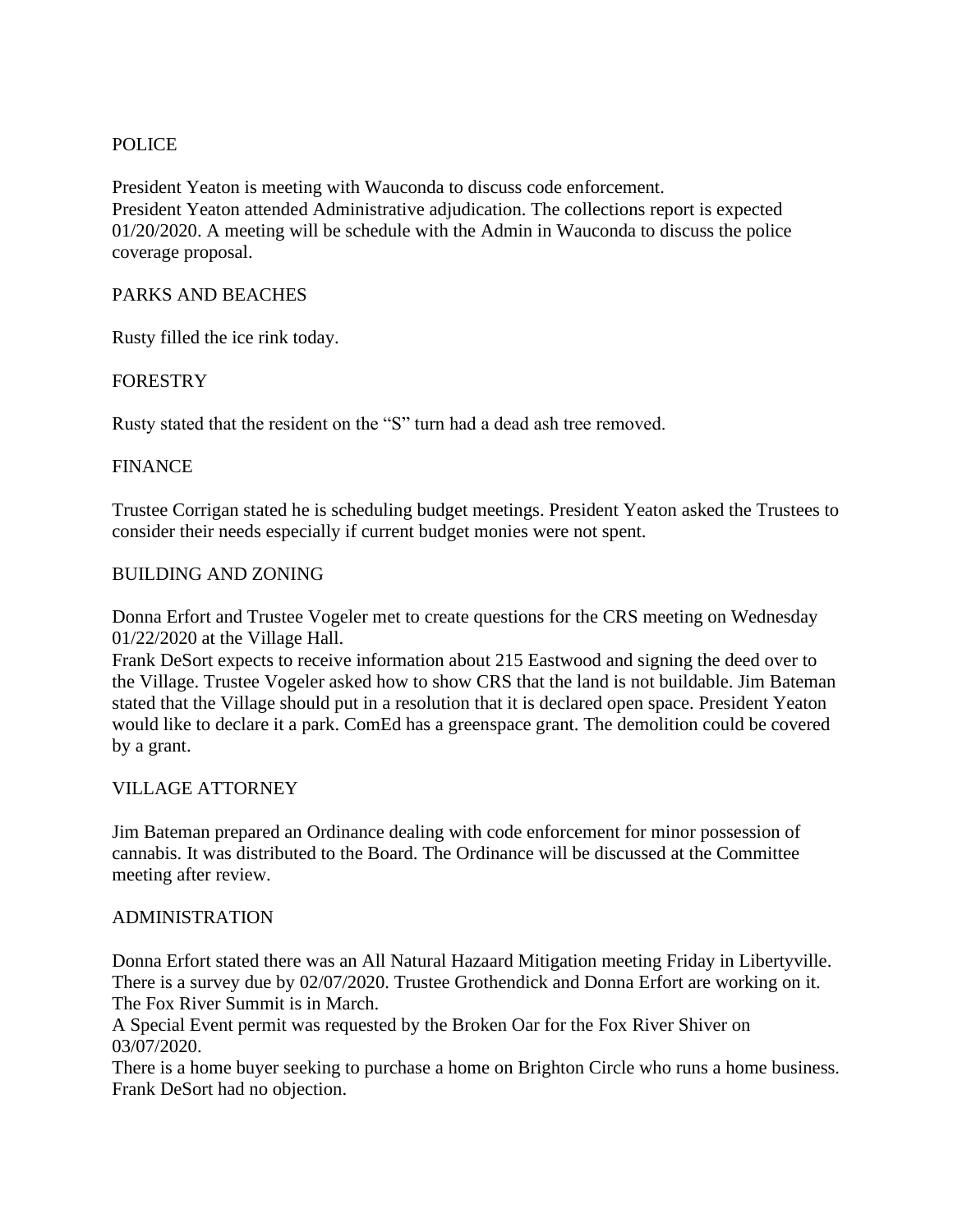POLICE

President Yeaton is meeting with Wauconda to discuss code enforcement.
President Yeaton attended Administrative adjudication. The collections report is expected 01/20/2020. A meeting will be schedule with the Admin in Wauconda to discuss the police coverage proposal.

PARKS AND BEACHES

Rusty filled the ice rink today.

FORESTRY

Rusty stated that the resident on the "S" turn had a dead ash tree removed.

FINANCE

Trustee Corrigan stated he is scheduling budget meetings. President Yeaton asked the Trustees to consider their needs especially if current budget monies were not spent.

BUILDING AND ZONING

Donna Erfort and Trustee Vogeler met to create questions for the CRS meeting on Wednesday 01/22/2020 at the Village Hall.
Frank DeSort expects to receive information about 215 Eastwood and signing the deed over to the Village. Trustee Vogeler asked how to show CRS that the land is not buildable. Jim Bateman stated that the Village should put in a resolution that it is declared open space. President Yeaton would like to declare it a park. ComEd has a greenspace grant. The demolition could be covered by a grant.

VILLAGE ATTORNEY

Jim Bateman prepared an Ordinance dealing with code enforcement for minor possession of cannabis. It was distributed to the Board. The Ordinance will be discussed at the Committee meeting after review.

ADMINISTRATION

Donna Erfort stated there was an All Natural Hazaard Mitigation meeting Friday in Libertyville. There is a survey due by 02/07/2020. Trustee Grothendick and Donna Erfort are working on it. The Fox River Summit is in March.
A Special Event permit was requested by the Broken Oar for the Fox River Shiver on 03/07/2020.
There is a home buyer seeking to purchase a home on Brighton Circle who runs a home business. Frank DeSort had no objection.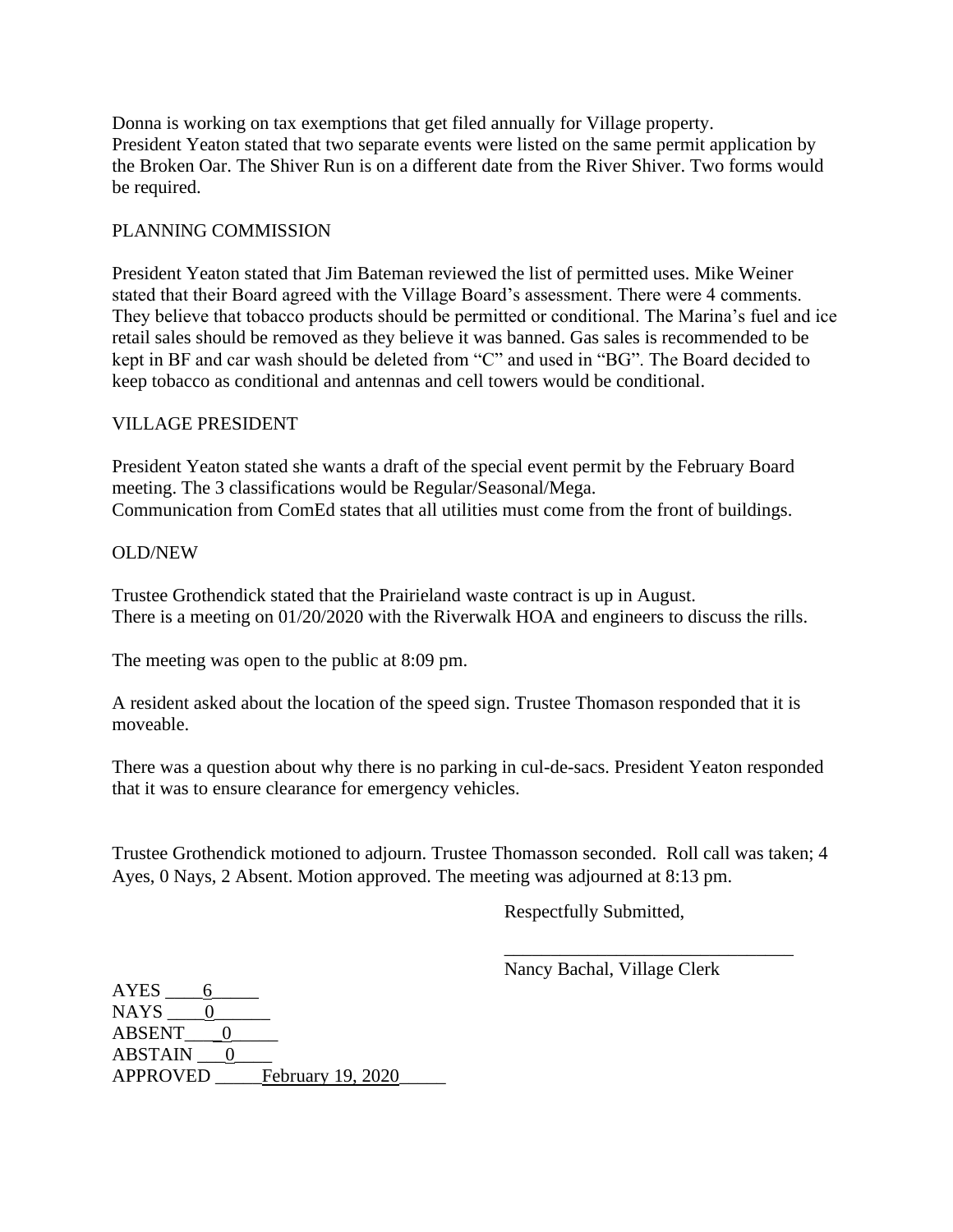Donna is working on tax exemptions that get filed annually for Village property.
President Yeaton stated that two separate events were listed on the same permit application by the Broken Oar. The Shiver Run is on a different date from the River Shiver. Two forms would be required.

PLANNING COMMISSION

President Yeaton stated that Jim Bateman reviewed the list of permitted uses. Mike Weiner stated that their Board agreed with the Village Board's assessment. There were 4 comments. They believe that tobacco products should be permitted or conditional. The Marina's fuel and ice retail sales should be removed as they believe it was banned. Gas sales is recommended to be kept in BF and car wash should be deleted from "C" and used in "BG". The Board decided to keep tobacco as conditional and antennas and cell towers would be conditional.

VILLAGE PRESIDENT

President Yeaton stated she wants a draft of the special event permit by the February Board meeting. The 3 classifications would be Regular/Seasonal/Mega.
Communication from ComEd states that all utilities must come from the front of buildings.

OLD/NEW

Trustee Grothendick stated that the Prairieland waste contract is up in August.
There is a meeting on 01/20/2020 with the Riverwalk HOA and engineers to discuss the rills.

The meeting was open to the public at 8:09 pm.

A resident asked about the location of the speed sign. Trustee Thomason responded that it is moveable.

There was a question about why there is no parking in cul-de-sacs. President Yeaton responded that it was to ensure clearance for emergency vehicles.

Trustee Grothendick motioned to adjourn. Trustee Thomasson seconded. Roll call was taken; 4 Ayes, 0 Nays, 2 Absent. Motion approved. The meeting was adjourned at 8:13 pm.

Respectfully Submitted,

_______________________________
Nancy Bachal, Village Clerk

AYES ____6_____
NAYS ____0______
ABSENT____0_____
ABSTAIN ___0____
APPROVED _____February 19, 2020_____